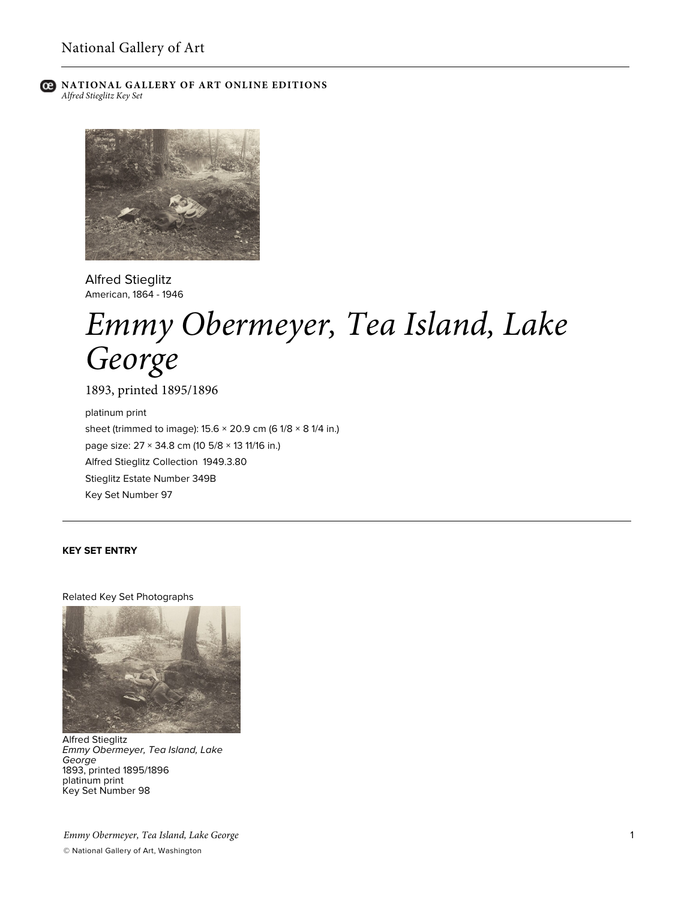National Gallery of Art

**NATIONAL GALLERY OF ART ONLINE EDITIONS**
*Alfred Stieglitz Key Set*

Alfred Stieglitz
American, 1864 - 1946

# *Emmy Obermeyer, Tea Island, Lake George*

1893, printed 1895/1896

platinum print
sheet (trimmed to image): 15.6 × 20.9 cm (6 1/8 × 8 1/4 in.)
page size: 27 × 34.8 cm (10 5/8 × 13 11/16 in.)
Alfred Stieglitz Collection 1949.3.80
Stieglitz Estate Number 349B
Key Set Number 97

---

**KEY SET ENTRY**

Related Key Set Photographs

Alfred Stieglitz
*Emmy Obermeyer, Tea Island, Lake George*
1893, printed 1895/1896
platinum print
Key Set Number 98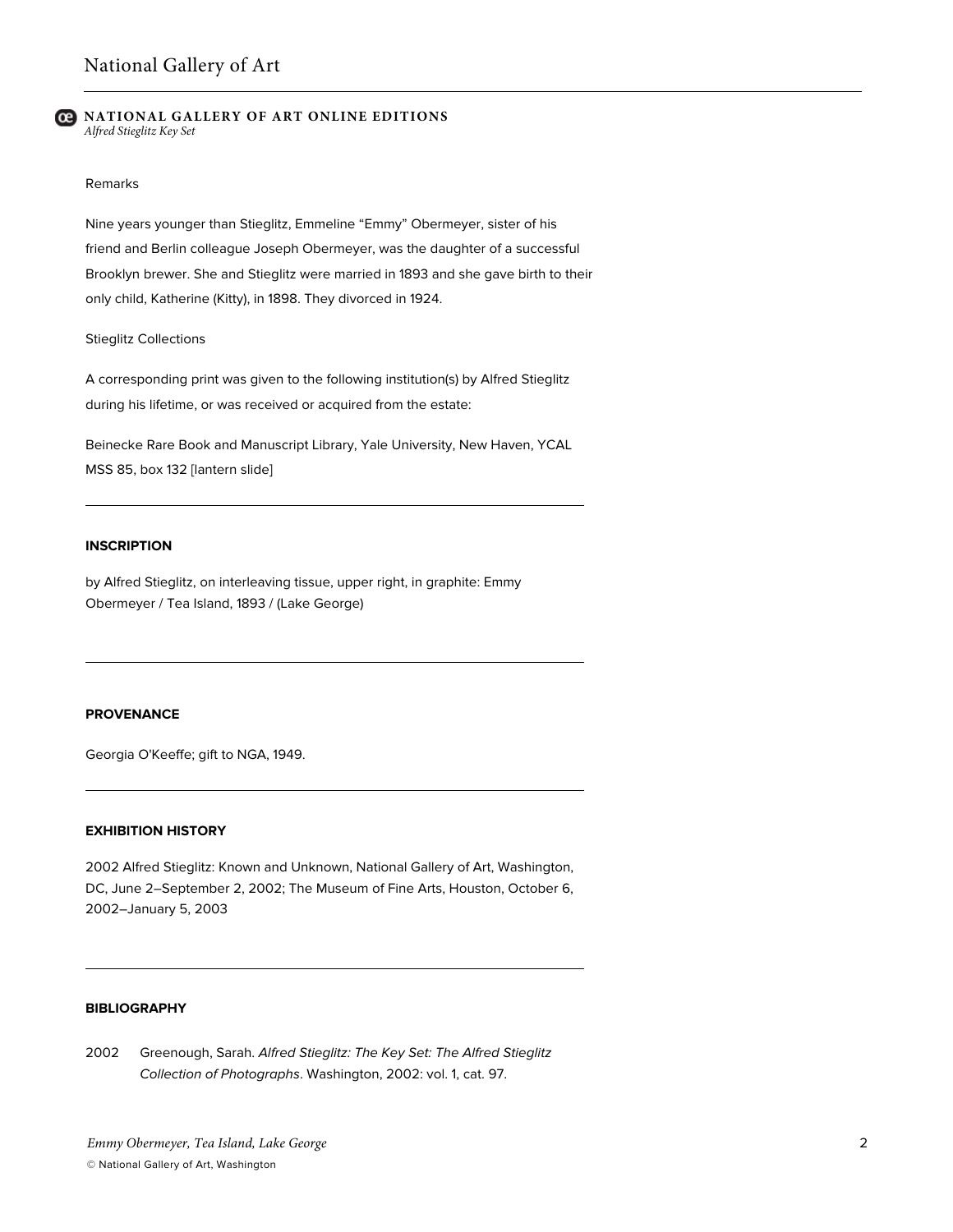Remarks

Nine years younger than Stieglitz, Emmeline “Emmy” Obermeyer, sister of his friend and Berlin colleague Joseph Obermeyer, was the daughter of a successful Brooklyn brewer. She and Stieglitz were married in 1893 and she gave birth to their only child, Katherine (Kitty), in 1898. They divorced in 1924.

Stieglitz Collections

A corresponding print was given to the following institution(s) by Alfred Stieglitz during his lifetime, or was received or acquired from the estate:

Beinecke Rare Book and Manuscript Library, Yale University, New Haven, YCAL MSS 85, box 132 [lantern slide]

---

**INSCRIPTION**

by Alfred Stieglitz, on interleaving tissue, upper right, in graphite: Emmy Obermeyer / Tea Island, 1893 / (Lake George)

---

**PROVENANCE**

Georgia O'Keeffe; gift to NGA, 1949.

---

**EXHIBITION HISTORY**

2002 Alfred Stieglitz: Known and Unknown, National Gallery of Art, Washington, DC, June 2–September 2, 2002; The Museum of Fine Arts, Houston, October 6, 2002–January 5, 2003

---

**BIBLIOGRAPHY**

2002 Greenough, Sarah. *Alfred Stieglitz: The Key Set: The Alfred Stieglitz Collection of Photographs*. Washington, 2002: vol. 1, cat. 97.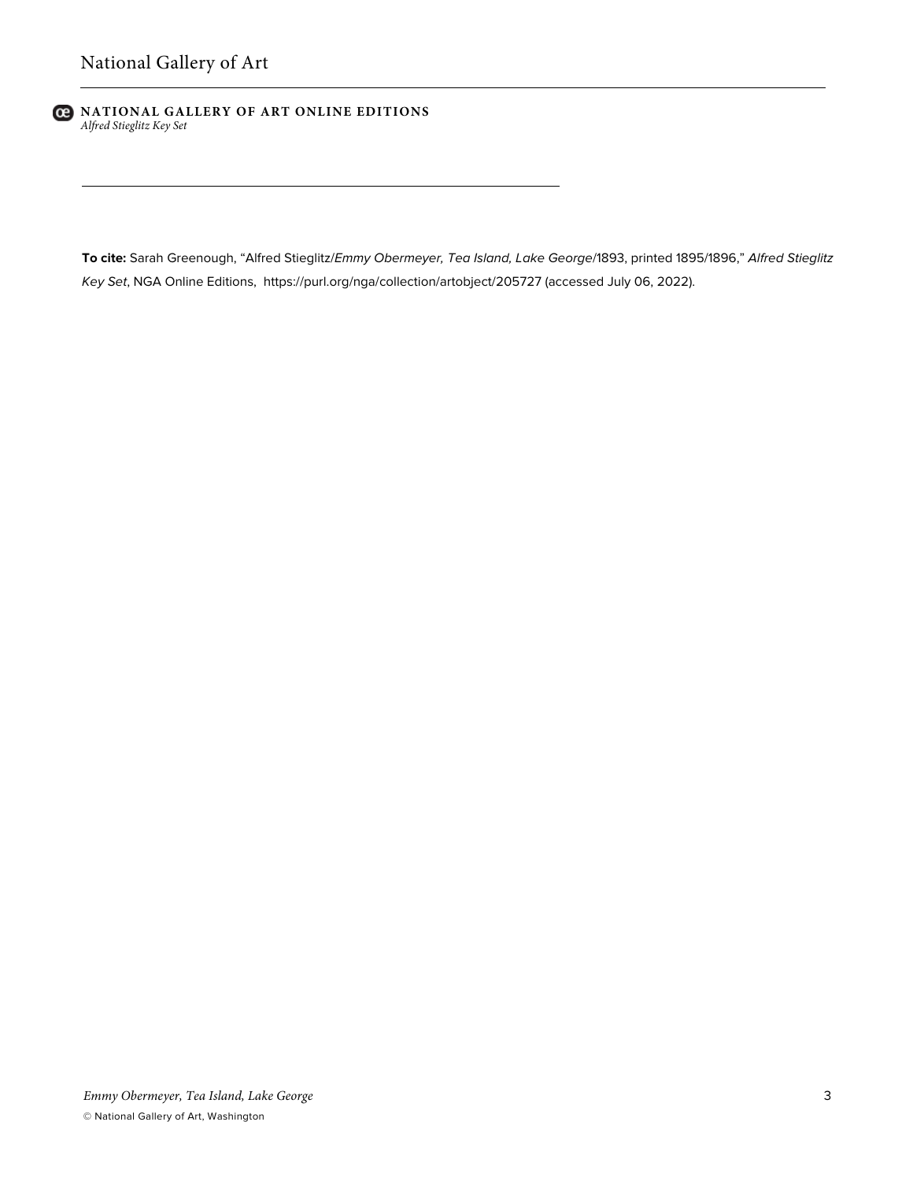**To cite:** Sarah Greenough, “Alfred Stieglitz/*Emmy Obermeyer, Tea Island, Lake George*/1893, printed 1895/1896,” *Alfred Stieglitz Key Set*, NGA Online Editions, https://purl.org/nga/collection/artobject/205727 (accessed July 06, 2022).